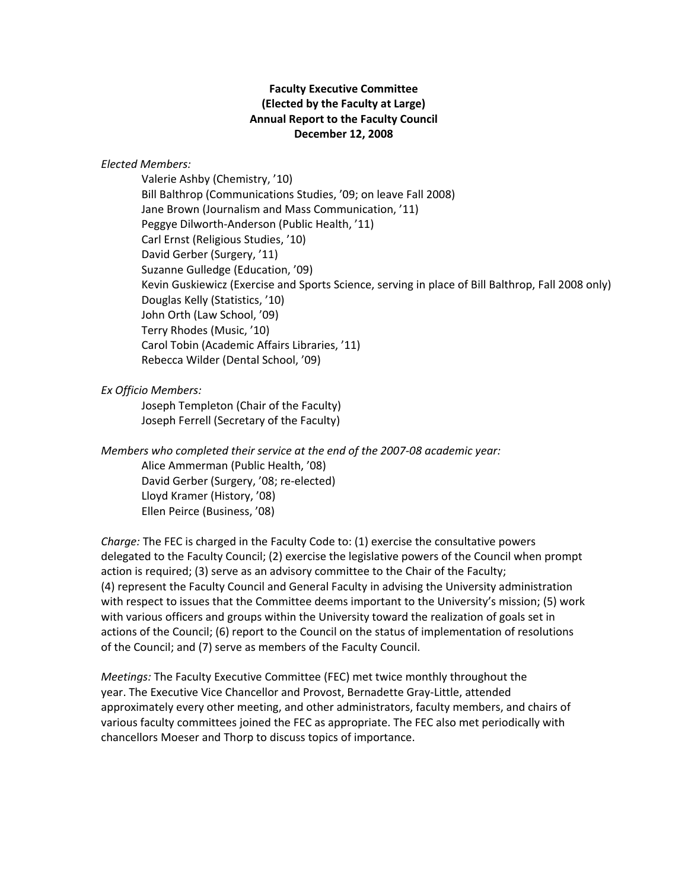**Faculty Executive Committee**
**(Elected by the Faculty at Large)**
**Annual Report to the Faculty Council**
**December 12, 2008**

*Elected Members:*

Valerie Ashby (Chemistry, '10)
Bill Balthrop (Communications Studies, '09; on leave Fall 2008)
Jane Brown (Journalism and Mass Communication, '11)
Peggye Dilworth-Anderson (Public Health, '11)
Carl Ernst (Religious Studies, '10)
David Gerber (Surgery, '11)
Suzanne Gulledge (Education, '09)
Kevin Guskiewicz (Exercise and Sports Science, serving in place of Bill Balthrop, Fall 2008 only)
Douglas Kelly (Statistics, '10)
John Orth (Law School, '09)
Terry Rhodes (Music, '10)
Carol Tobin (Academic Affairs Libraries, '11)
Rebecca Wilder (Dental School, '09)

*Ex Officio Members:*

Joseph Templeton (Chair of the Faculty)
Joseph Ferrell (Secretary of the Faculty)

*Members who completed their service at the end of the 2007-08 academic year:*

Alice Ammerman (Public Health, '08)
David Gerber (Surgery, '08; re-elected)
Lloyd Kramer (History, '08)
Ellen Peirce (Business, '08)

*Charge:* The FEC is charged in the Faculty Code to: (1) exercise the consultative powers delegated to the Faculty Council; (2) exercise the legislative powers of the Council when prompt action is required; (3) serve as an advisory committee to the Chair of the Faculty; (4) represent the Faculty Council and General Faculty in advising the University administration with respect to issues that the Committee deems important to the University's mission; (5) work with various officers and groups within the University toward the realization of goals set in actions of the Council; (6) report to the Council on the status of implementation of resolutions of the Council; and (7) serve as members of the Faculty Council.

*Meetings:* The Faculty Executive Committee (FEC) met twice monthly throughout the year. The Executive Vice Chancellor and Provost, Bernadette Gray-Little, attended approximately every other meeting, and other administrators, faculty members, and chairs of various faculty committees joined the FEC as appropriate. The FEC also met periodically with chancellors Moeser and Thorp to discuss topics of importance.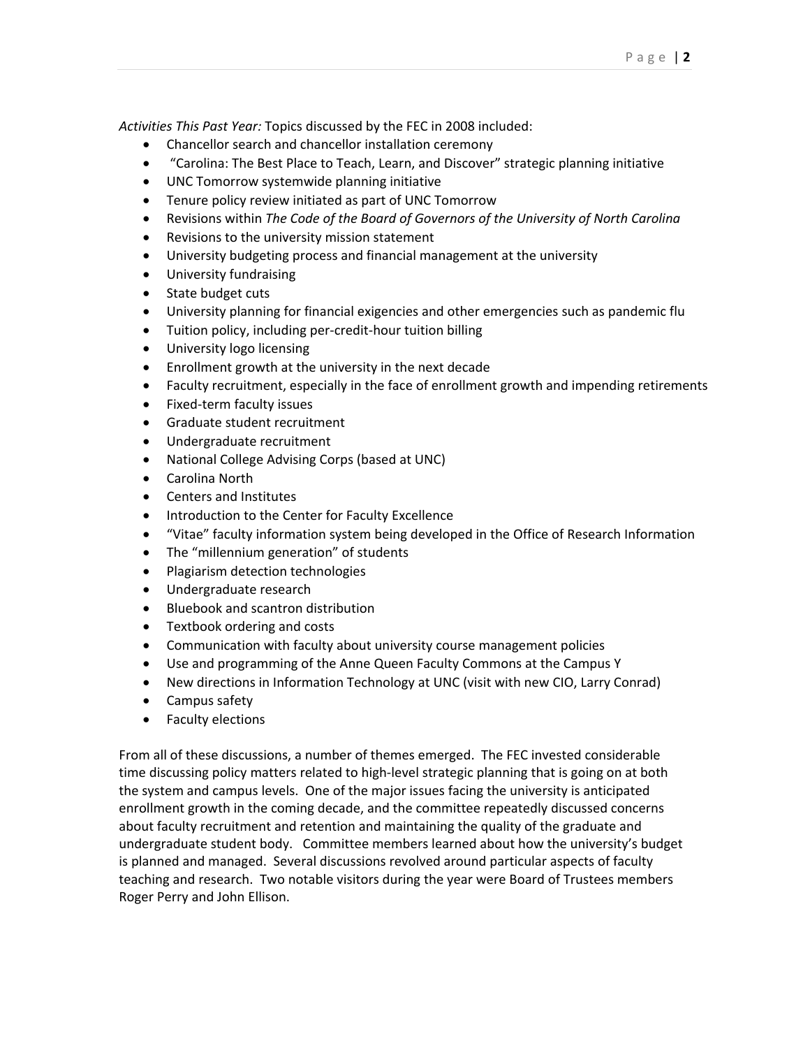*Activities This Past Year:* Topics discussed by the FEC in 2008 included:

- Chancellor search and chancellor installation ceremony
- "Carolina: The Best Place to Teach, Learn, and Discover" strategic planning initiative
- UNC Tomorrow systemwide planning initiative
- Tenure policy review initiated as part of UNC Tomorrow
- Revisions within *The Code of the Board of Governors of the University of North Carolina*
- Revisions to the university mission statement
- University budgeting process and financial management at the university
- University fundraising
- State budget cuts
- University planning for financial exigencies and other emergencies such as pandemic flu
- Tuition policy, including per-credit-hour tuition billing
- University logo licensing
- Enrollment growth at the university in the next decade
- Faculty recruitment, especially in the face of enrollment growth and impending retirements
- Fixed-term faculty issues
- Graduate student recruitment
- Undergraduate recruitment
- National College Advising Corps (based at UNC)
- Carolina North
- Centers and Institutes
- Introduction to the Center for Faculty Excellence
- "Vitae" faculty information system being developed in the Office of Research Information
- The "millennium generation" of students
- Plagiarism detection technologies
- Undergraduate research
- Bluebook and scantron distribution
- Textbook ordering and costs
- Communication with faculty about university course management policies
- Use and programming of the Anne Queen Faculty Commons at the Campus Y
- New directions in Information Technology at UNC (visit with new CIO, Larry Conrad)
- Campus safety
- Faculty elections

From all of these discussions, a number of themes emerged. The FEC invested considerable time discussing policy matters related to high-level strategic planning that is going on at both the system and campus levels. One of the major issues facing the university is anticipated enrollment growth in the coming decade, and the committee repeatedly discussed concerns about faculty recruitment and retention and maintaining the quality of the graduate and undergraduate student body. Committee members learned about how the university's budget is planned and managed. Several discussions revolved around particular aspects of faculty teaching and research. Two notable visitors during the year were Board of Trustees members Roger Perry and John Ellison.